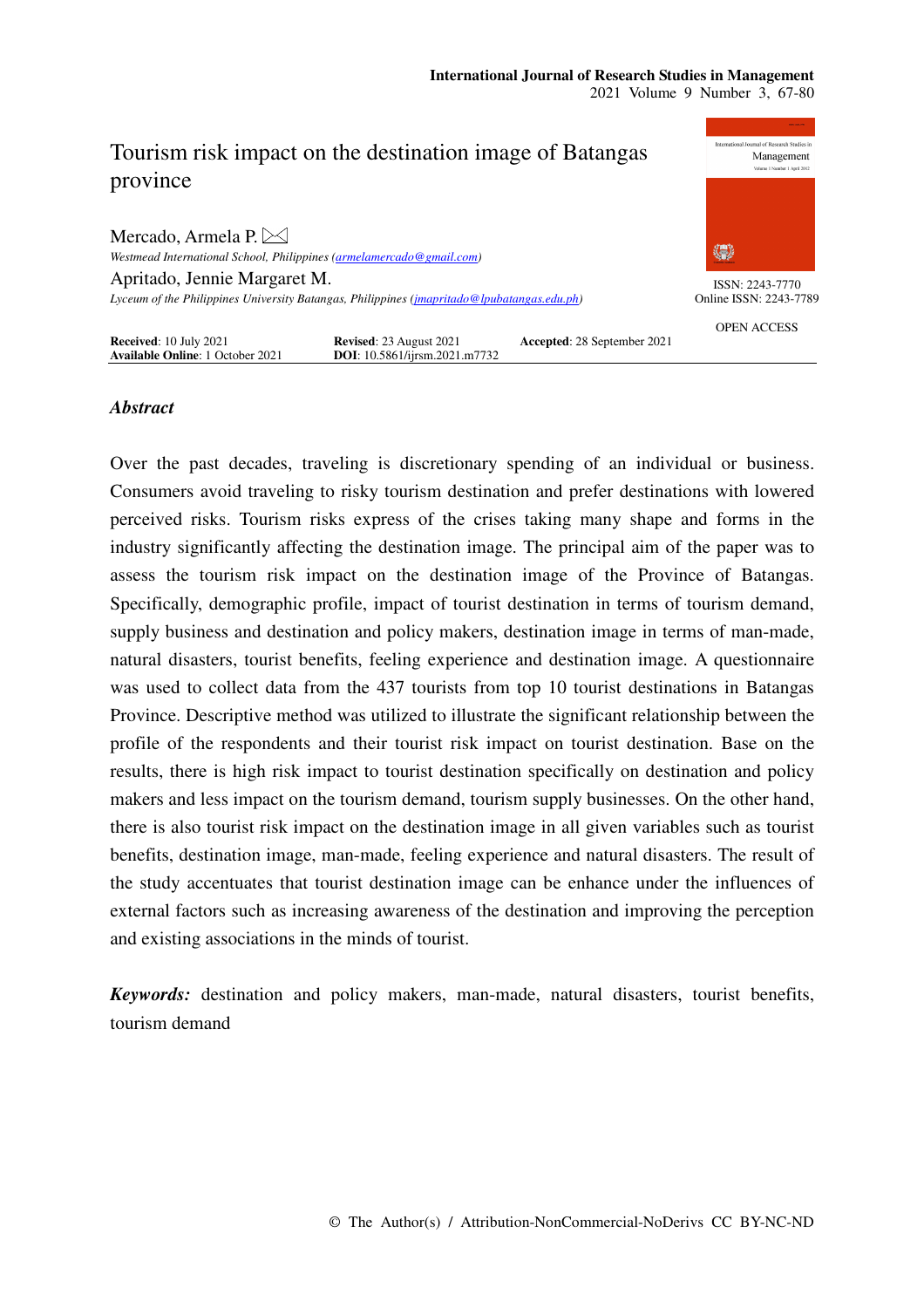# Tourism risk impact on the destination image of Batangas province

Mercado, Armela P. ✉
*Westmead International School, Philippines (armelamercado@gmail.com)*

Apritado, Jennie Margaret M.
*Lyceum of the Philippines University Batangas, Philippines (jmapritado@lpubatangas.edu.ph)*

ISSN: 2243-7770
Online ISSN: 2243-7789

OPEN ACCESS

**Received**: 10 July 2021 **Revised**: 23 August 2021 **Accepted**: 28 September 2021
**Available Online**: 1 October 2021 **DOI**: 10.5861/ijrsm.2021.m7732

## *Abstract*

Over the past decades, traveling is discretionary spending of an individual or business. Consumers avoid traveling to risky tourism destination and prefer destinations with lowered perceived risks. Tourism risks express of the crises taking many shape and forms in the industry significantly affecting the destination image. The principal aim of the paper was to assess the tourism risk impact on the destination image of the Province of Batangas. Specifically, demographic profile, impact of tourist destination in terms of tourism demand, supply business and destination and policy makers, destination image in terms of man-made, natural disasters, tourist benefits, feeling experience and destination image. A questionnaire was used to collect data from the 437 tourists from top 10 tourist destinations in Batangas Province. Descriptive method was utilized to illustrate the significant relationship between the profile of the respondents and their tourist risk impact on tourist destination. Base on the results, there is high risk impact to tourist destination specifically on destination and policy makers and less impact on the tourism demand, tourism supply businesses. On the other hand, there is also tourist risk impact on the destination image in all given variables such as tourist benefits, destination image, man-made, feeling experience and natural disasters. The result of the study accentuates that tourist destination image can be enhance under the influences of external factors such as increasing awareness of the destination and improving the perception and existing associations in the minds of tourist.

***Keywords:*** destination and policy makers, man-made, natural disasters, tourist benefits, tourism demand

© The Author(s) / Attribution-NonCommercial-NoDerivs CC BY-NC-ND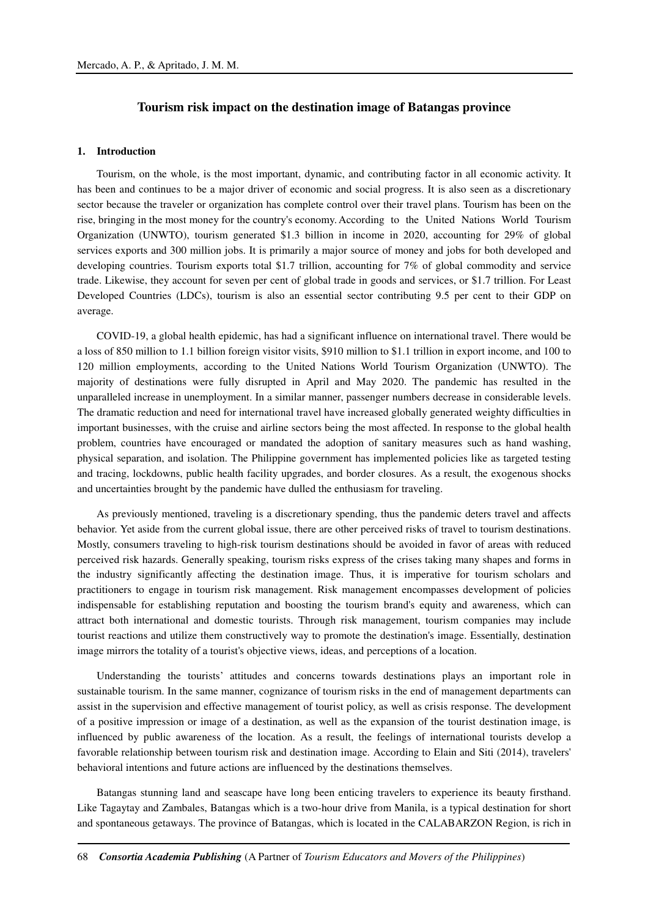# Tourism risk impact on the destination image of Batangas province

## 1. Introduction

Tourism, on the whole, is the most important, dynamic, and contributing factor in all economic activity. It has been and continues to be a major driver of economic and social progress. It is also seen as a discretionary sector because the traveler or organization has complete control over their travel plans. Tourism has been on the rise, bringing in the most money for the country's economy. According to the United Nations World Tourism Organization (UNWTO), tourism generated $1.3 billion in income in 2020, accounting for 29% of global services exports and 300 million jobs. It is primarily a major source of money and jobs for both developed and developing countries. Tourism exports total $1.7 trillion, accounting for 7% of global commodity and service trade. Likewise, they account for seven per cent of global trade in goods and services, or $1.7 trillion. For Least Developed Countries (LDCs), tourism is also an essential sector contributing 9.5 per cent to their GDP on average.

COVID-19, a global health epidemic, has had a significant influence on international travel. There would be a loss of 850 million to 1.1 billion foreign visitor visits, $910 million to $1.1 trillion in export income, and 100 to 120 million employments, according to the United Nations World Tourism Organization (UNWTO). The majority of destinations were fully disrupted in April and May 2020. The pandemic has resulted in the unparalleled increase in unemployment. In a similar manner, passenger numbers decrease in considerable levels. The dramatic reduction and need for international travel have increased globally generated weighty difficulties in important businesses, with the cruise and airline sectors being the most affected. In response to the global health problem, countries have encouraged or mandated the adoption of sanitary measures such as hand washing, physical separation, and isolation. The Philippine government has implemented policies like as targeted testing and tracing, lockdowns, public health facility upgrades, and border closures. As a result, the exogenous shocks and uncertainties brought by the pandemic have dulled the enthusiasm for traveling.

As previously mentioned, traveling is a discretionary spending, thus the pandemic deters travel and affects behavior. Yet aside from the current global issue, there are other perceived risks of travel to tourism destinations. Mostly, consumers traveling to high-risk tourism destinations should be avoided in favor of areas with reduced perceived risk hazards. Generally speaking, tourism risks express of the crises taking many shapes and forms in the industry significantly affecting the destination image. Thus, it is imperative for tourism scholars and practitioners to engage in tourism risk management. Risk management encompasses development of policies indispensable for establishing reputation and boosting the tourism brand's equity and awareness, which can attract both international and domestic tourists. Through risk management, tourism companies may include tourist reactions and utilize them constructively way to promote the destination's image. Essentially, destination image mirrors the totality of a tourist's objective views, ideas, and perceptions of a location.

Understanding the tourists' attitudes and concerns towards destinations plays an important role in sustainable tourism. In the same manner, cognizance of tourism risks in the end of management departments can assist in the supervision and effective management of tourist policy, as well as crisis response. The development of a positive impression or image of a destination, as well as the expansion of the tourist destination image, is influenced by public awareness of the location. As a result, the feelings of international tourists develop a favorable relationship between tourism risk and destination image. According to Elain and Siti (2014), travelers' behavioral intentions and future actions are influenced by the destinations themselves.

Batangas stunning land and seascape have long been enticing travelers to experience its beauty firsthand. Like Tagaytay and Zambales, Batangas which is a two-hour drive from Manila, is a typical destination for short and spontaneous getaways. The province of Batangas, which is located in the CALABARZON Region, is rich in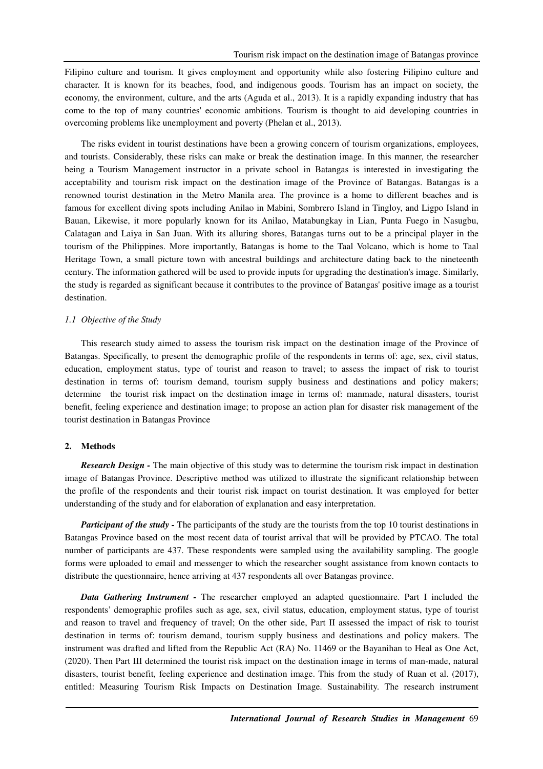Filipino culture and tourism. It gives employment and opportunity while also fostering Filipino culture and character. It is known for its beaches, food, and indigenous goods. Tourism has an impact on society, the economy, the environment, culture, and the arts (Aguda et al., 2013). It is a rapidly expanding industry that has come to the top of many countries' economic ambitions. Tourism is thought to aid developing countries in overcoming problems like unemployment and poverty (Phelan et al., 2013).

The risks evident in tourist destinations have been a growing concern of tourism organizations, employees, and tourists. Considerably, these risks can make or break the destination image. In this manner, the researcher being a Tourism Management instructor in a private school in Batangas is interested in investigating the acceptability and tourism risk impact on the destination image of the Province of Batangas. Batangas is a renowned tourist destination in the Metro Manila area. The province is a home to different beaches and is famous for excellent diving spots including Anilao in Mabini, Sombrero Island in Tingloy, and Ligpo Island in Bauan, Likewise, it more popularly known for its Anilao, Matabungkay in Lian, Punta Fuego in Nasugbu, Calatagan and Laiya in San Juan. With its alluring shores, Batangas turns out to be a principal player in the tourism of the Philippines. More importantly, Batangas is home to the Taal Volcano, which is home to Taal Heritage Town, a small picture town with ancestral buildings and architecture dating back to the nineteenth century. The information gathered will be used to provide inputs for upgrading the destination's image. Similarly, the study is regarded as significant because it contributes to the province of Batangas' positive image as a tourist destination.

### *1.1 Objective of the Study*

This research study aimed to assess the tourism risk impact on the destination image of the Province of Batangas. Specifically, to present the demographic profile of the respondents in terms of: age, sex, civil status, education, employment status, type of tourist and reason to travel; to assess the impact of risk to tourist destination in terms of: tourism demand, tourism supply business and destinations and policy makers; determine the tourist risk impact on the destination image in terms of: manmade, natural disasters, tourist benefit, feeling experience and destination image; to propose an action plan for disaster risk management of the tourist destination in Batangas Province

## 2. Methods

***Research Design -*** The main objective of this study was to determine the tourism risk impact in destination image of Batangas Province. Descriptive method was utilized to illustrate the significant relationship between the profile of the respondents and their tourist risk impact on tourist destination. It was employed for better understanding of the study and for elaboration of explanation and easy interpretation.

***Participant of the study -*** The participants of the study are the tourists from the top 10 tourist destinations in Batangas Province based on the most recent data of tourist arrival that will be provided by PTCAO. The total number of participants are 437. These respondents were sampled using the availability sampling. The google forms were uploaded to email and messenger to which the researcher sought assistance from known contacts to distribute the questionnaire, hence arriving at 437 respondents all over Batangas province.

***Data Gathering Instrument -*** The researcher employed an adapted questionnaire. Part I included the respondents' demographic profiles such as age, sex, civil status, education, employment status, type of tourist and reason to travel and frequency of travel; On the other side, Part II assessed the impact of risk to tourist destination in terms of: tourism demand, tourism supply business and destinations and policy makers. The instrument was drafted and lifted from the Republic Act (RA) No. 11469 or the Bayanihan to Heal as One Act, (2020). Then Part III determined the tourist risk impact on the destination image in terms of man-made, natural disasters, tourist benefit, feeling experience and destination image. This from the study of Ruan et al. (2017), entitled: Measuring Tourism Risk Impacts on Destination Image. Sustainability. The research instrument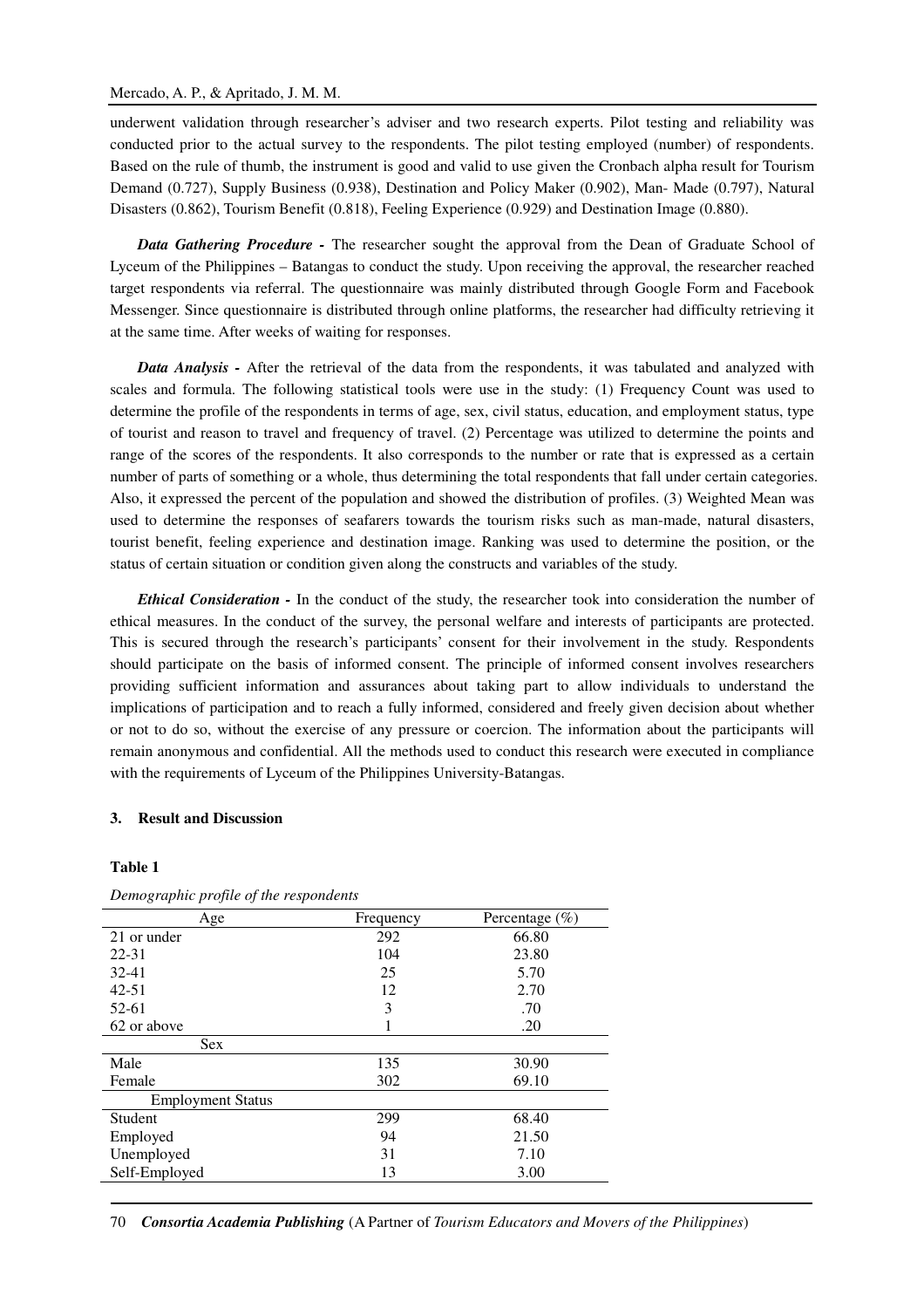underwent validation through researcher's adviser and two research experts. Pilot testing and reliability was conducted prior to the actual survey to the respondents. The pilot testing employed (number) of respondents. Based on the rule of thumb, the instrument is good and valid to use given the Cronbach alpha result for Tourism Demand (0.727), Supply Business (0.938), Destination and Policy Maker (0.902), Man- Made (0.797), Natural Disasters (0.862), Tourism Benefit (0.818), Feeling Experience (0.929) and Destination Image (0.880).

***Data Gathering Procedure -*** The researcher sought the approval from the Dean of Graduate School of Lyceum of the Philippines – Batangas to conduct the study. Upon receiving the approval, the researcher reached target respondents via referral. The questionnaire was mainly distributed through Google Form and Facebook Messenger. Since questionnaire is distributed through online platforms, the researcher had difficulty retrieving it at the same time. After weeks of waiting for responses.

***Data Analysis -*** After the retrieval of the data from the respondents, it was tabulated and analyzed with scales and formula. The following statistical tools were use in the study: (1) Frequency Count was used to determine the profile of the respondents in terms of age, sex, civil status, education, and employment status, type of tourist and reason to travel and frequency of travel. (2) Percentage was utilized to determine the points and range of the scores of the respondents. It also corresponds to the number or rate that is expressed as a certain number of parts of something or a whole, thus determining the total respondents that fall under certain categories. Also, it expressed the percent of the population and showed the distribution of profiles. (3) Weighted Mean was used to determine the responses of seafarers towards the tourism risks such as man-made, natural disasters, tourist benefit, feeling experience and destination image. Ranking was used to determine the position, or the status of certain situation or condition given along the constructs and variables of the study.

***Ethical Consideration -*** In the conduct of the study, the researcher took into consideration the number of ethical measures. In the conduct of the survey, the personal welfare and interests of participants are protected. This is secured through the research's participants' consent for their involvement in the study. Respondents should participate on the basis of informed consent. The principle of informed consent involves researchers providing sufficient information and assurances about taking part to allow individuals to understand the implications of participation and to reach a fully informed, considered and freely given decision about whether or not to do so, without the exercise of any pressure or coercion. The information about the participants will remain anonymous and confidential. All the methods used to conduct this research were executed in compliance with the requirements of Lyceum of the Philippines University-Batangas.

## 3. Result and Discussion

**Table 1**

*Demographic profile of the respondents*

| Age | Frequency | Percentage (%) |
|---|---|---|
| 21 or under | 292 | 66.80 |
| 22-31 | 104 | 23.80 |
| 32-41 | 25 | 5.70 |
| 42-51 | 12 | 2.70 |
| 52-61 | 3 | .70 |
| 62 or above | 1 | .20 |
| **Sex** | | |
| Male | 135 | 30.90 |
| Female | 302 | 69.10 |
| **Employment Status** | | |
| Student | 299 | 68.40 |
| Employed | 94 | 21.50 |
| Unemployed | 31 | 7.10 |
| Self-Employed | 13 | 3.00 |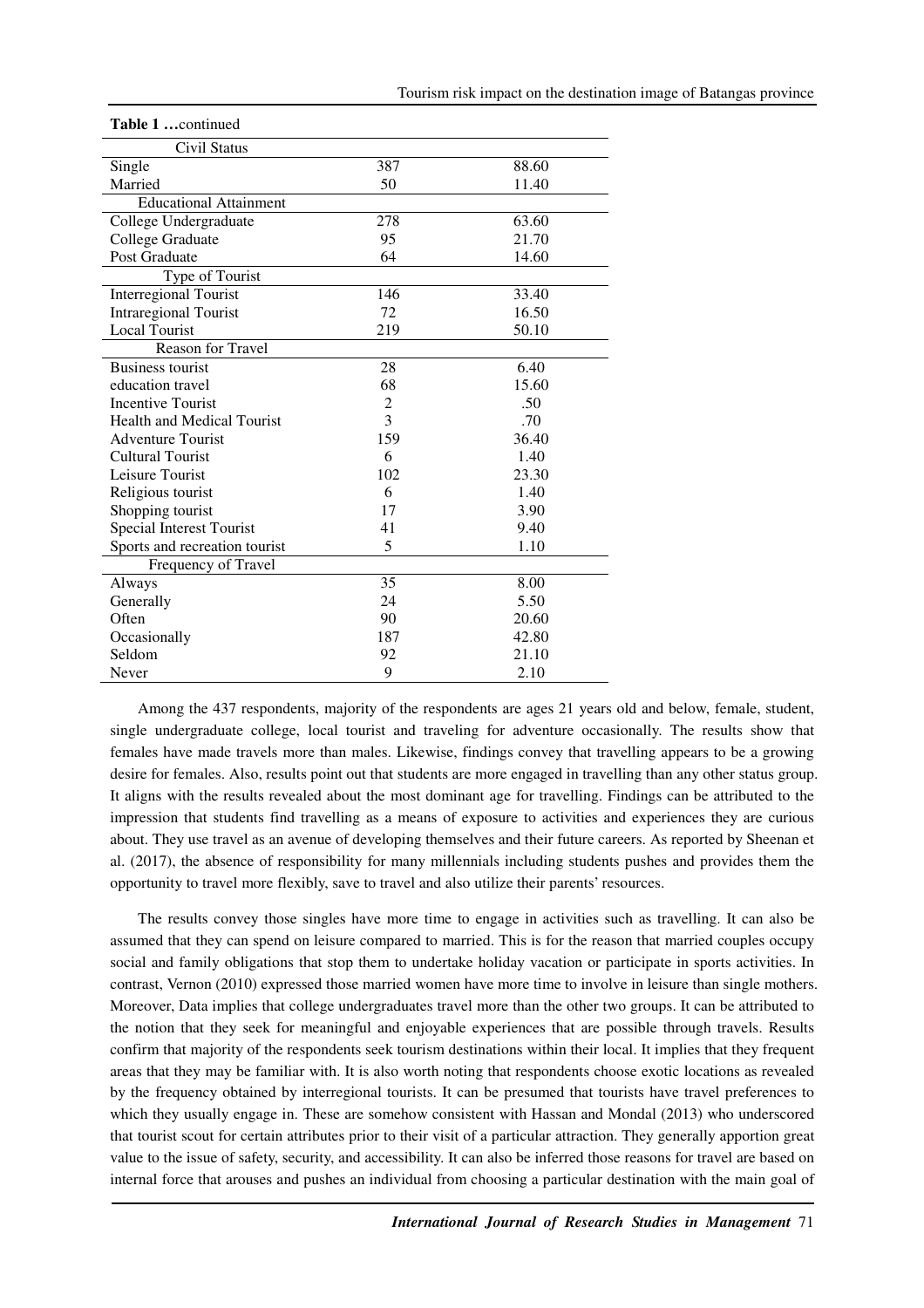**Table 1 …**continued

| | | |
|---|---|---|
| Civil Status | | |
| Single | 387 | 88.60 |
| Married | 50 | 11.40 |
| Educational Attainment | | |
| College Undergraduate | 278 | 63.60 |
| College Graduate | 95 | 21.70 |
| Post Graduate | 64 | 14.60 |
| Type of Tourist | | |
| Interregional Tourist | 146 | 33.40 |
| Intraregional Tourist | 72 | 16.50 |
| Local Tourist | 219 | 50.10 |
| Reason for Travel | | |
| Business tourist | 28 | 6.40 |
| education travel | 68 | 15.60 |
| Incentive Tourist | 2 | .50 |
| Health and Medical Tourist | 3 | .70 |
| Adventure Tourist | 159 | 36.40 |
| Cultural Tourist | 6 | 1.40 |
| Leisure Tourist | 102 | 23.30 |
| Religious tourist | 6 | 1.40 |
| Shopping tourist | 17 | 3.90 |
| Special Interest Tourist | 41 | 9.40 |
| Sports and recreation tourist | 5 | 1.10 |
| Frequency of Travel | | |
| Always | 35 | 8.00 |
| Generally | 24 | 5.50 |
| Often | 90 | 20.60 |
| Occasionally | 187 | 42.80 |
| Seldom | 92 | 21.10 |
| Never | 9 | 2.10 |

Among the 437 respondents, majority of the respondents are ages 21 years old and below, female, student, single undergraduate college, local tourist and traveling for adventure occasionally. The results show that females have made travels more than males. Likewise, findings convey that travelling appears to be a growing desire for females. Also, results point out that students are more engaged in travelling than any other status group. It aligns with the results revealed about the most dominant age for travelling. Findings can be attributed to the impression that students find travelling as a means of exposure to activities and experiences they are curious about. They use travel as an avenue of developing themselves and their future careers. As reported by Sheenan et al. (2017), the absence of responsibility for many millennials including students pushes and provides them the opportunity to travel more flexibly, save to travel and also utilize their parents' resources.

The results convey those singles have more time to engage in activities such as travelling. It can also be assumed that they can spend on leisure compared to married. This is for the reason that married couples occupy social and family obligations that stop them to undertake holiday vacation or participate in sports activities. In contrast, Vernon (2010) expressed those married women have more time to involve in leisure than single mothers. Moreover, Data implies that college undergraduates travel more than the other two groups. It can be attributed to the notion that they seek for meaningful and enjoyable experiences that are possible through travels. Results confirm that majority of the respondents seek tourism destinations within their local. It implies that they frequent areas that they may be familiar with. It is also worth noting that respondents choose exotic locations as revealed by the frequency obtained by interregional tourists. It can be presumed that tourists have travel preferences to which they usually engage in. These are somehow consistent with Hassan and Mondal (2013) who underscored that tourist scout for certain attributes prior to their visit of a particular attraction. They generally apportion great value to the issue of safety, security, and accessibility. It can also be inferred those reasons for travel are based on internal force that arouses and pushes an individual from choosing a particular destination with the main goal of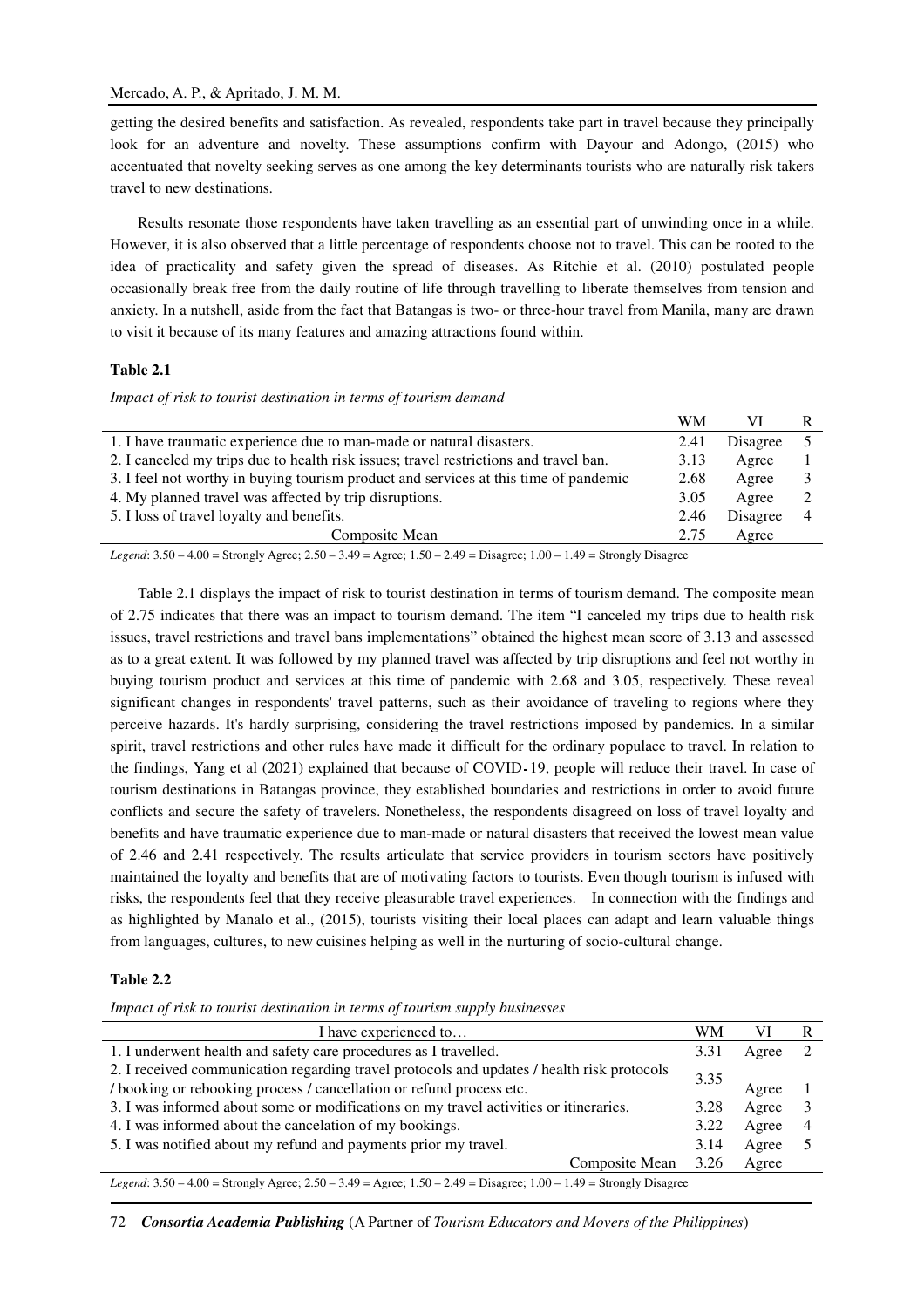getting the desired benefits and satisfaction. As revealed, respondents take part in travel because they principally look for an adventure and novelty. These assumptions confirm with Dayour and Adongo, (2015) who accentuated that novelty seeking serves as one among the key determinants tourists who are naturally risk takers travel to new destinations.

Results resonate those respondents have taken travelling as an essential part of unwinding once in a while. However, it is also observed that a little percentage of respondents choose not to travel. This can be rooted to the idea of practicality and safety given the spread of diseases. As Ritchie et al. (2010) postulated people occasionally break free from the daily routine of life through travelling to liberate themselves from tension and anxiety. In a nutshell, aside from the fact that Batangas is two- or three-hour travel from Manila, many are drawn to visit it because of its many features and amazing attractions found within.

**Table 2.1**

*Impact of risk to tourist destination in terms of tourism demand*

| | WM | VI | R |
|---|---|---|---|
| 1. I have traumatic experience due to man-made or natural disasters. | 2.41 | Disagree | 5 |
| 2. I canceled my trips due to health risk issues; travel restrictions and travel ban. | 3.13 | Agree | 1 |
| 3. I feel not worthy in buying tourism product and services at this time of pandemic | 2.68 | Agree | 3 |
| 4. My planned travel was affected by trip disruptions. | 3.05 | Agree | 2 |
| 5. I loss of travel loyalty and benefits. | 2.46 | Disagree | 4 |
| Composite Mean | 2.75 | Agree | |

*Legend*: 3.50 – 4.00 = Strongly Agree; 2.50 – 3.49 = Agree; 1.50 – 2.49 = Disagree; 1.00 – 1.49 = Strongly Disagree

Table 2.1 displays the impact of risk to tourist destination in terms of tourism demand. The composite mean of 2.75 indicates that there was an impact to tourism demand. The item "I canceled my trips due to health risk issues, travel restrictions and travel bans implementations" obtained the highest mean score of 3.13 and assessed as to a great extent. It was followed by my planned travel was affected by trip disruptions and feel not worthy in buying tourism product and services at this time of pandemic with 2.68 and 3.05, respectively. These reveal significant changes in respondents' travel patterns, such as their avoidance of traveling to regions where they perceive hazards. It's hardly surprising, considering the travel restrictions imposed by pandemics. In a similar spirit, travel restrictions and other rules have made it difficult for the ordinary populace to travel. In relation to the findings, Yang et al (2021) explained that because of COVID-19, people will reduce their travel. In case of tourism destinations in Batangas province, they established boundaries and restrictions in order to avoid future conflicts and secure the safety of travelers. Nonetheless, the respondents disagreed on loss of travel loyalty and benefits and have traumatic experience due to man-made or natural disasters that received the lowest mean value of 2.46 and 2.41 respectively. The results articulate that service providers in tourism sectors have positively maintained the loyalty and benefits that are of motivating factors to tourists. Even though tourism is infused with risks, the respondents feel that they receive pleasurable travel experiences. In connection with the findings and as highlighted by Manalo et al., (2015), tourists visiting their local places can adapt and learn valuable things from languages, cultures, to new cuisines helping as well in the nurturing of socio-cultural change.

**Table 2.2**

*Impact of risk to tourist destination in terms of tourism supply businesses*

| I have experienced to… | WM | VI | R |
|---|---|---|---|
| 1. I underwent health and safety care procedures as I travelled. | 3.31 | Agree | 2 |
| 2. I received communication regarding travel protocols and updates / health risk protocols / booking or rebooking process / cancellation or refund process etc. | 3.35 | Agree | 1 |
| 3. I was informed about some or modifications on my travel activities or itineraries. | 3.28 | Agree | 3 |
| 4. I was informed about the cancelation of my bookings. | 3.22 | Agree | 4 |
| 5. I was notified about my refund and payments prior my travel. | 3.14 | Agree | 5 |
| Composite Mean | 3.26 | Agree | |

*Legend*: 3.50 – 4.00 = Strongly Agree; 2.50 – 3.49 = Agree; 1.50 – 2.49 = Disagree; 1.00 – 1.49 = Strongly Disagree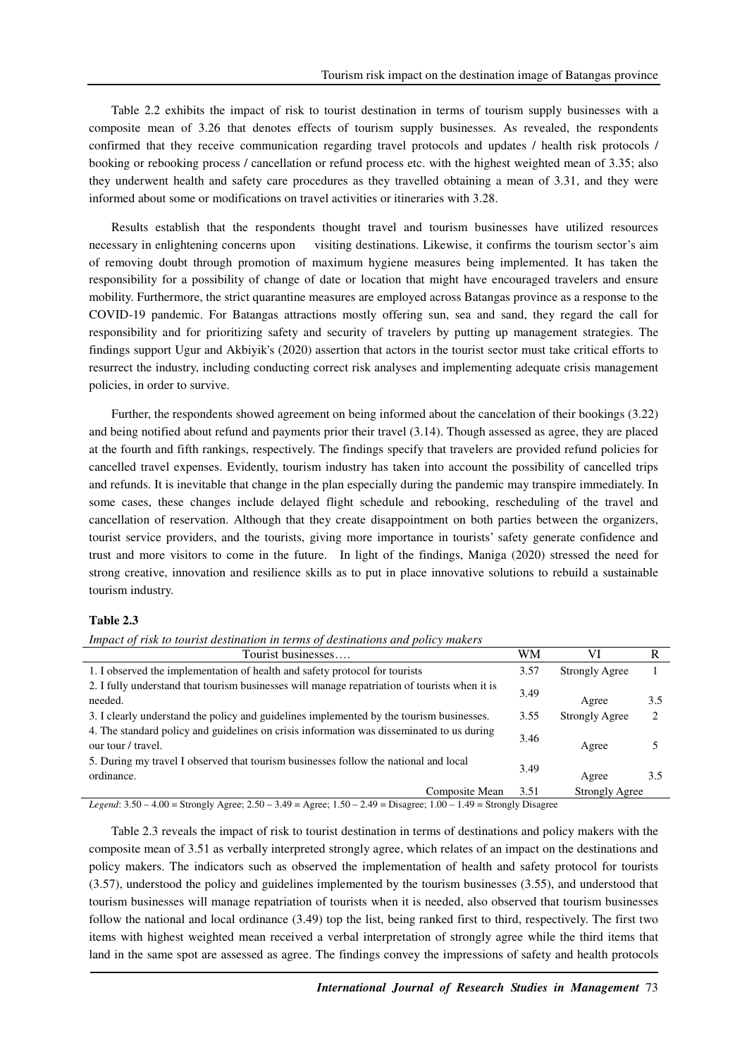Table 2.2 exhibits the impact of risk to tourist destination in terms of tourism supply businesses with a composite mean of 3.26 that denotes effects of tourism supply businesses. As revealed, the respondents confirmed that they receive communication regarding travel protocols and updates / health risk protocols / booking or rebooking process / cancellation or refund process etc. with the highest weighted mean of 3.35; also they underwent health and safety care procedures as they travelled obtaining a mean of 3.31, and they were informed about some or modifications on travel activities or itineraries with 3.28.

Results establish that the respondents thought travel and tourism businesses have utilized resources necessary in enlightening concerns upon visiting destinations. Likewise, it confirms the tourism sector's aim of removing doubt through promotion of maximum hygiene measures being implemented. It has taken the responsibility for a possibility of change of date or location that might have encouraged travelers and ensure mobility. Furthermore, the strict quarantine measures are employed across Batangas province as a response to the COVID-19 pandemic. For Batangas attractions mostly offering sun, sea and sand, they regard the call for responsibility and for prioritizing safety and security of travelers by putting up management strategies. The findings support Ugur and Akbiyik's (2020) assertion that actors in the tourist sector must take critical efforts to resurrect the industry, including conducting correct risk analyses and implementing adequate crisis management policies, in order to survive.

Further, the respondents showed agreement on being informed about the cancelation of their bookings (3.22) and being notified about refund and payments prior their travel (3.14). Though assessed as agree, they are placed at the fourth and fifth rankings, respectively. The findings specify that travelers are provided refund policies for cancelled travel expenses. Evidently, tourism industry has taken into account the possibility of cancelled trips and refunds. It is inevitable that change in the plan especially during the pandemic may transpire immediately. In some cases, these changes include delayed flight schedule and rebooking, rescheduling of the travel and cancellation of reservation. Although that they create disappointment on both parties between the organizers, tourist service providers, and the tourists, giving more importance in tourists' safety generate confidence and trust and more visitors to come in the future. In light of the findings, Maniga (2020) stressed the need for strong creative, innovation and resilience skills as to put in place innovative solutions to rebuild a sustainable tourism industry.

**Table 2.3**

*Impact of risk to tourist destination in terms of destinations and policy makers*

| Tourist businesses…. | WM | VI | R |
|---|---|---|---|
| 1. I observed the implementation of health and safety protocol for tourists | 3.57 | Strongly Agree | 1 |
| 2. I fully understand that tourism businesses will manage repatriation of tourists when it is needed. | 3.49 | Agree | 3.5 |
| 3. I clearly understand the policy and guidelines implemented by the tourism businesses. | 3.55 | Strongly Agree | 2 |
| 4. The standard policy and guidelines on crisis information was disseminated to us during our tour / travel. | 3.46 | Agree | 5 |
| 5. During my travel I observed that tourism businesses follow the national and local ordinance. | 3.49 | Agree | 3.5 |
| Composite Mean | 3.51 | Strongly Agree | |

*Legend*: 3.50 – 4.00 = Strongly Agree; 2.50 – 3.49 = Agree; 1.50 – 2.49 = Disagree; 1.00 – 1.49 = Strongly Disagree

Table 2.3 reveals the impact of risk to tourist destination in terms of destinations and policy makers with the composite mean of 3.51 as verbally interpreted strongly agree, which relates of an impact on the destinations and policy makers. The indicators such as observed the implementation of health and safety protocol for tourists (3.57), understood the policy and guidelines implemented by the tourism businesses (3.55), and understood that tourism businesses will manage repatriation of tourists when it is needed, also observed that tourism businesses follow the national and local ordinance (3.49) top the list, being ranked first to third, respectively. The first two items with highest weighted mean received a verbal interpretation of strongly agree while the third items that land in the same spot are assessed as agree. The findings convey the impressions of safety and health protocols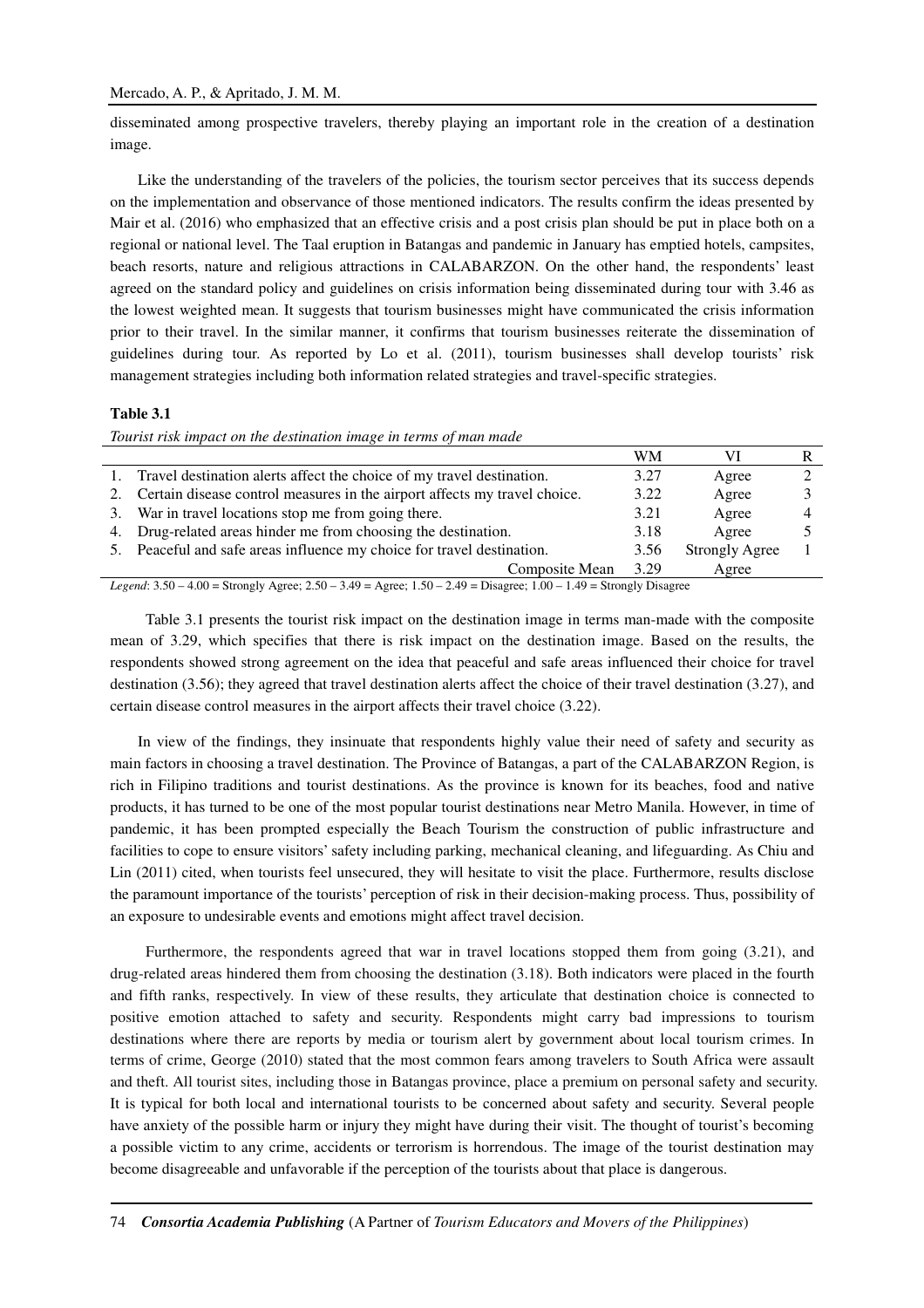disseminated among prospective travelers, thereby playing an important role in the creation of a destination image.

Like the understanding of the travelers of the policies, the tourism sector perceives that its success depends on the implementation and observance of those mentioned indicators. The results confirm the ideas presented by Mair et al. (2016) who emphasized that an effective crisis and a post crisis plan should be put in place both on a regional or national level. The Taal eruption in Batangas and pandemic in January has emptied hotels, campsites, beach resorts, nature and religious attractions in CALABARZON. On the other hand, the respondents' least agreed on the standard policy and guidelines on crisis information being disseminated during tour with 3.46 as the lowest weighted mean. It suggests that tourism businesses might have communicated the crisis information prior to their travel. In the similar manner, it confirms that tourism businesses reiterate the dissemination of guidelines during tour. As reported by Lo et al. (2011), tourism businesses shall develop tourists' risk management strategies including both information related strategies and travel-specific strategies.

**Table 3.1**

*Tourist risk impact on the destination image in terms of man made*

| | WM | VI | R |
|---|---|---|---|
| 1. Travel destination alerts affect the choice of my travel destination. | 3.27 | Agree | 2 |
| 2. Certain disease control measures in the airport affects my travel choice. | 3.22 | Agree | 3 |
| 3. War in travel locations stop me from going there. | 3.21 | Agree | 4 |
| 4. Drug-related areas hinder me from choosing the destination. | 3.18 | Agree | 5 |
| 5. Peaceful and safe areas influence my choice for travel destination. | 3.56 | Strongly Agree | 1 |
| Composite Mean | 3.29 | Agree | |

*Legend*: 3.50 – 4.00 = Strongly Agree; 2.50 – 3.49 = Agree; 1.50 – 2.49 = Disagree; 1.00 – 1.49 = Strongly Disagree

Table 3.1 presents the tourist risk impact on the destination image in terms man-made with the composite mean of 3.29, which specifies that there is risk impact on the destination image. Based on the results, the respondents showed strong agreement on the idea that peaceful and safe areas influenced their choice for travel destination (3.56); they agreed that travel destination alerts affect the choice of their travel destination (3.27), and certain disease control measures in the airport affects their travel choice (3.22).

In view of the findings, they insinuate that respondents highly value their need of safety and security as main factors in choosing a travel destination. The Province of Batangas, a part of the CALABARZON Region, is rich in Filipino traditions and tourist destinations. As the province is known for its beaches, food and native products, it has turned to be one of the most popular tourist destinations near Metro Manila. However, in time of pandemic, it has been prompted especially the Beach Tourism the construction of public infrastructure and facilities to cope to ensure visitors' safety including parking, mechanical cleaning, and lifeguarding. As Chiu and Lin (2011) cited, when tourists feel unsecured, they will hesitate to visit the place. Furthermore, results disclose the paramount importance of the tourists' perception of risk in their decision-making process. Thus, possibility of an exposure to undesirable events and emotions might affect travel decision.

Furthermore, the respondents agreed that war in travel locations stopped them from going (3.21), and drug-related areas hindered them from choosing the destination (3.18). Both indicators were placed in the fourth and fifth ranks, respectively. In view of these results, they articulate that destination choice is connected to positive emotion attached to safety and security. Respondents might carry bad impressions to tourism destinations where there are reports by media or tourism alert by government about local tourism crimes. In terms of crime, George (2010) stated that the most common fears among travelers to South Africa were assault and theft. All tourist sites, including those in Batangas province, place a premium on personal safety and security. It is typical for both local and international tourists to be concerned about safety and security. Several people have anxiety of the possible harm or injury they might have during their visit. The thought of tourist's becoming a possible victim to any crime, accidents or terrorism is horrendous. The image of the tourist destination may become disagreeable and unfavorable if the perception of the tourists about that place is dangerous.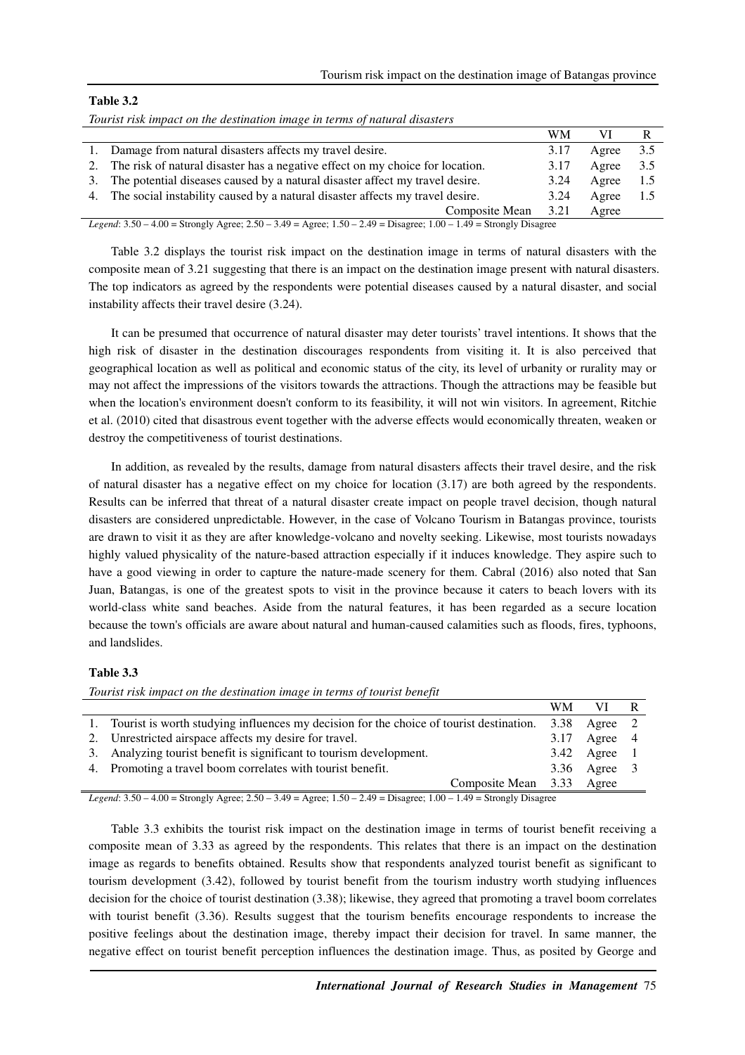**Table 3.2**

*Tourist risk impact on the destination image in terms of natural disasters*

| | WM | VI | R |
|---|---|---|---|
| 1. Damage from natural disasters affects my travel desire. | 3.17 | Agree | 3.5 |
| 2. The risk of natural disaster has a negative effect on my choice for location. | 3.17 | Agree | 3.5 |
| 3. The potential diseases caused by a natural disaster affect my travel desire. | 3.24 | Agree | 1.5 |
| 4. The social instability caused by a natural disaster affects my travel desire. | 3.24 | Agree | 1.5 |
| Composite Mean | 3.21 | Agree | |

*Legend*: 3.50 – 4.00 = Strongly Agree; 2.50 – 3.49 = Agree; 1.50 – 2.49 = Disagree; 1.00 – 1.49 = Strongly Disagree

Table 3.2 displays the tourist risk impact on the destination image in terms of natural disasters with the composite mean of 3.21 suggesting that there is an impact on the destination image present with natural disasters. The top indicators as agreed by the respondents were potential diseases caused by a natural disaster, and social instability affects their travel desire (3.24).

It can be presumed that occurrence of natural disaster may deter tourists' travel intentions. It shows that the high risk of disaster in the destination discourages respondents from visiting it. It is also perceived that geographical location as well as political and economic status of the city, its level of urbanity or rurality may or may not affect the impressions of the visitors towards the attractions. Though the attractions may be feasible but when the location's environment doesn't conform to its feasibility, it will not win visitors. In agreement, Ritchie et al. (2010) cited that disastrous event together with the adverse effects would economically threaten, weaken or destroy the competitiveness of tourist destinations.

In addition, as revealed by the results, damage from natural disasters affects their travel desire, and the risk of natural disaster has a negative effect on my choice for location (3.17) are both agreed by the respondents. Results can be inferred that threat of a natural disaster create impact on people travel decision, though natural disasters are considered unpredictable. However, in the case of Volcano Tourism in Batangas province, tourists are drawn to visit it as they are after knowledge-volcano and novelty seeking. Likewise, most tourists nowadays highly valued physicality of the nature-based attraction especially if it induces knowledge. They aspire such to have a good viewing in order to capture the nature-made scenery for them. Cabral (2016) also noted that San Juan, Batangas, is one of the greatest spots to visit in the province because it caters to beach lovers with its world-class white sand beaches. Aside from the natural features, it has been regarded as a secure location because the town's officials are aware about natural and human-caused calamities such as floods, fires, typhoons, and landslides.

**Table 3.3**

*Tourist risk impact on the destination image in terms of tourist benefit*

| | WM | VI | R |
|---|---|---|---|
| 1. Tourist is worth studying influences my decision for the choice of tourist destination. | 3.38 | Agree | 2 |
| 2. Unrestricted airspace affects my desire for travel. | 3.17 | Agree | 4 |
| 3. Analyzing tourist benefit is significant to tourism development. | 3.42 | Agree | 1 |
| 4. Promoting a travel boom correlates with tourist benefit. | 3.36 | Agree | 3 |
| Composite Mean | 3.33 | Agree | |

*Legend*: 3.50 – 4.00 = Strongly Agree; 2.50 – 3.49 = Agree; 1.50 – 2.49 = Disagree; 1.00 – 1.49 = Strongly Disagree

Table 3.3 exhibits the tourist risk impact on the destination image in terms of tourist benefit receiving a composite mean of 3.33 as agreed by the respondents. This relates that there is an impact on the destination image as regards to benefits obtained. Results show that respondents analyzed tourist benefit as significant to tourism development (3.42), followed by tourist benefit from the tourism industry worth studying influences decision for the choice of tourist destination (3.38); likewise, they agreed that promoting a travel boom correlates with tourist benefit (3.36). Results suggest that the tourism benefits encourage respondents to increase the positive feelings about the destination image, thereby impact their decision for travel. In same manner, the negative effect on tourist benefit perception influences the destination image. Thus, as posited by George and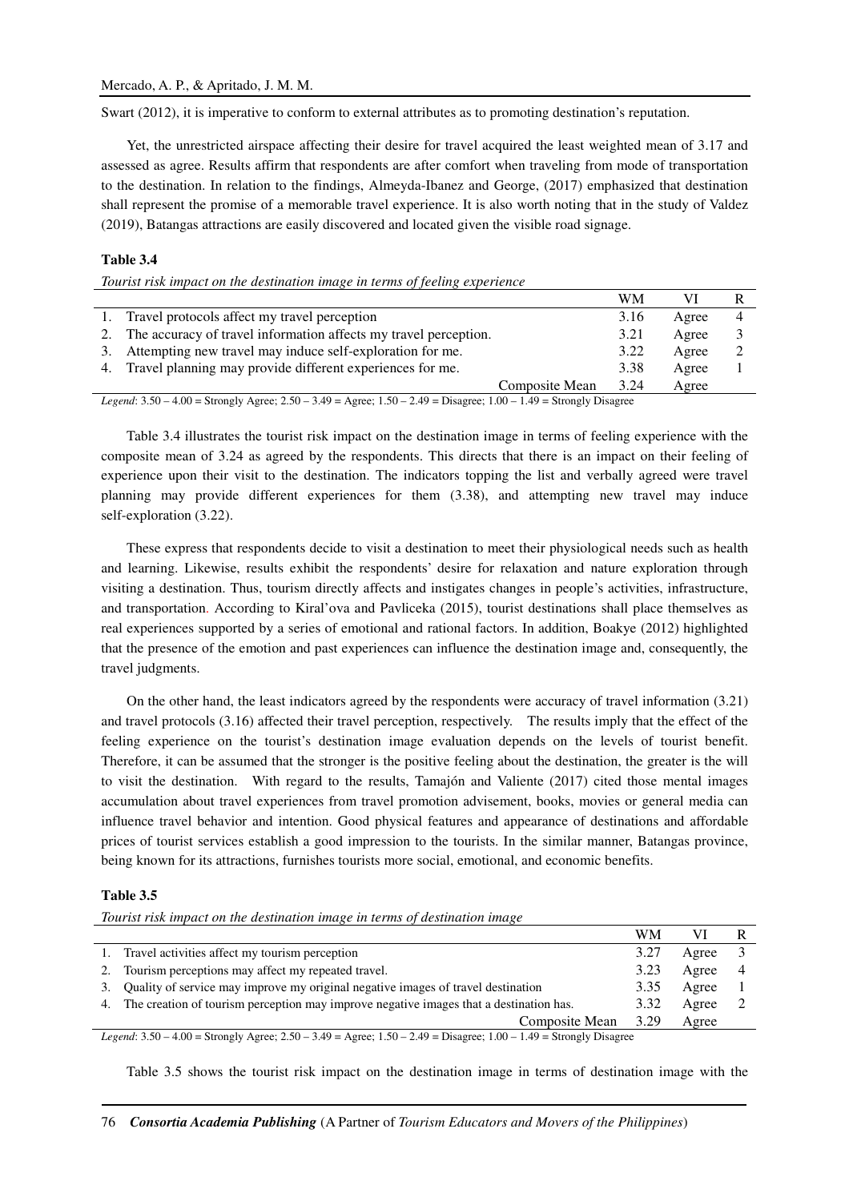Swart (2012), it is imperative to conform to external attributes as to promoting destination's reputation.

Yet, the unrestricted airspace affecting their desire for travel acquired the least weighted mean of 3.17 and assessed as agree. Results affirm that respondents are after comfort when traveling from mode of transportation to the destination. In relation to the findings, Almeyda-Ibanez and George, (2017) emphasized that destination shall represent the promise of a memorable travel experience. It is also worth noting that in the study of Valdez (2019), Batangas attractions are easily discovered and located given the visible road signage.

**Table 3.4**

*Tourist risk impact on the destination image in terms of feeling experience*

| | WM | VI | R |
|---|---|---|---|
| 1. Travel protocols affect my travel perception | 3.16 | Agree | 4 |
| 2. The accuracy of travel information affects my travel perception. | 3.21 | Agree | 3 |
| 3. Attempting new travel may induce self-exploration for me. | 3.22 | Agree | 2 |
| 4. Travel planning may provide different experiences for me. | 3.38 | Agree | 1 |
| Composite Mean | 3.24 | Agree | |

*Legend*: 3.50 – 4.00 = Strongly Agree; 2.50 – 3.49 = Agree; 1.50 – 2.49 = Disagree; 1.00 – 1.49 = Strongly Disagree

Table 3.4 illustrates the tourist risk impact on the destination image in terms of feeling experience with the composite mean of 3.24 as agreed by the respondents. This directs that there is an impact on their feeling of experience upon their visit to the destination. The indicators topping the list and verbally agreed were travel planning may provide different experiences for them (3.38), and attempting new travel may induce self-exploration (3.22).

These express that respondents decide to visit a destination to meet their physiological needs such as health and learning. Likewise, results exhibit the respondents' desire for relaxation and nature exploration through visiting a destination. Thus, tourism directly affects and instigates changes in people's activities, infrastructure, and transportation. According to Kiral'ova and Pavliceka (2015), tourist destinations shall place themselves as real experiences supported by a series of emotional and rational factors. In addition, Boakye (2012) highlighted that the presence of the emotion and past experiences can influence the destination image and, consequently, the travel judgments.

On the other hand, the least indicators agreed by the respondents were accuracy of travel information (3.21) and travel protocols (3.16) affected their travel perception, respectively. The results imply that the effect of the feeling experience on the tourist's destination image evaluation depends on the levels of tourist benefit. Therefore, it can be assumed that the stronger is the positive feeling about the destination, the greater is the will to visit the destination. With regard to the results, Tamajón and Valiente (2017) cited those mental images accumulation about travel experiences from travel promotion advisement, books, movies or general media can influence travel behavior and intention. Good physical features and appearance of destinations and affordable prices of tourist services establish a good impression to the tourists. In the similar manner, Batangas province, being known for its attractions, furnishes tourists more social, emotional, and economic benefits.

**Table 3.5**

*Tourist risk impact on the destination image in terms of destination image*

| | WM | VI | R |
|---|---|---|---|
| 1. Travel activities affect my tourism perception | 3.27 | Agree | 3 |
| 2. Tourism perceptions may affect my repeated travel. | 3.23 | Agree | 4 |
| 3. Quality of service may improve my original negative images of travel destination | 3.35 | Agree | 1 |
| 4. The creation of tourism perception may improve negative images that a destination has. | 3.32 | Agree | 2 |
| Composite Mean | 3.29 | Agree | |

*Legend*: 3.50 – 4.00 = Strongly Agree; 2.50 – 3.49 = Agree; 1.50 – 2.49 = Disagree; 1.00 – 1.49 = Strongly Disagree

Table 3.5 shows the tourist risk impact on the destination image in terms of destination image with the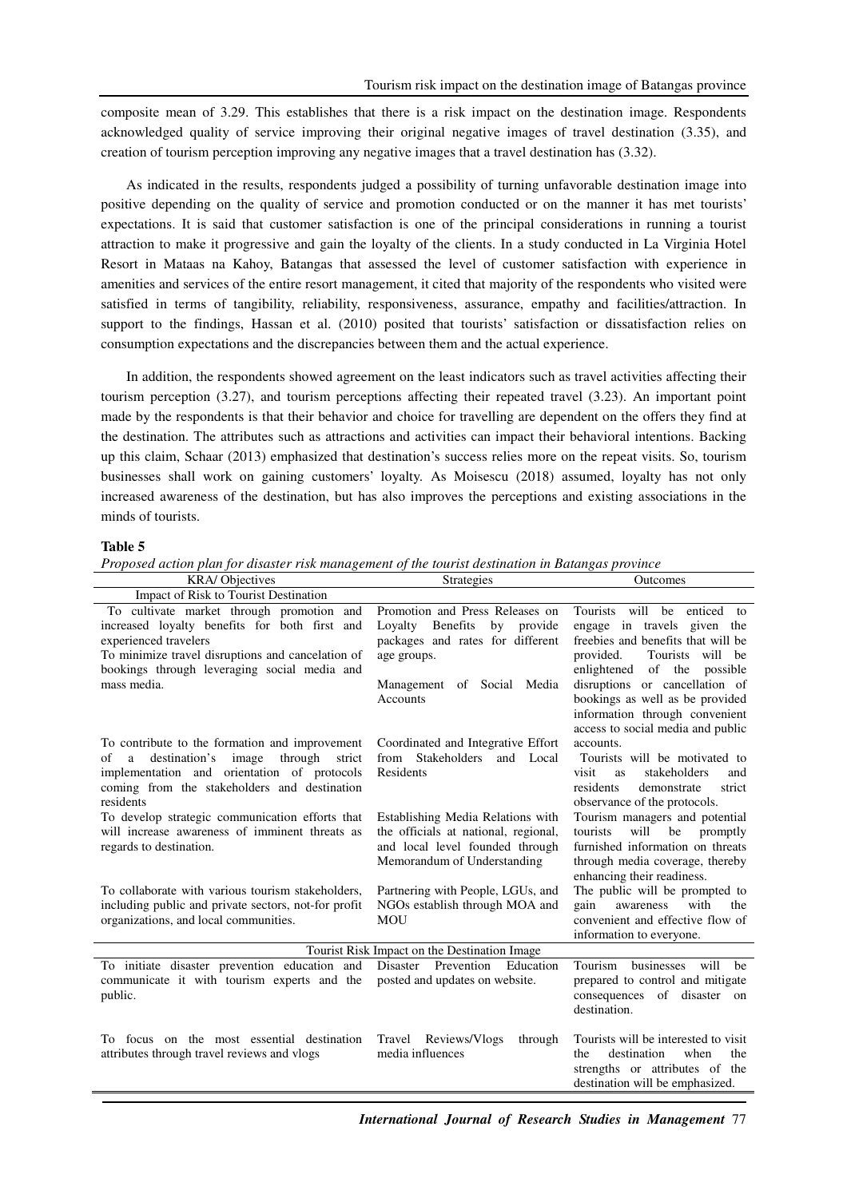composite mean of 3.29. This establishes that there is a risk impact on the destination image. Respondents acknowledged quality of service improving their original negative images of travel destination (3.35), and creation of tourism perception improving any negative images that a travel destination has (3.32).

As indicated in the results, respondents judged a possibility of turning unfavorable destination image into positive depending on the quality of service and promotion conducted or on the manner it has met tourists' expectations. It is said that customer satisfaction is one of the principal considerations in running a tourist attraction to make it progressive and gain the loyalty of the clients. In a study conducted in La Virginia Hotel Resort in Mataas na Kahoy, Batangas that assessed the level of customer satisfaction with experience in amenities and services of the entire resort management, it cited that majority of the respondents who visited were satisfied in terms of tangibility, reliability, responsiveness, assurance, empathy and facilities/attraction. In support to the findings, Hassan et al. (2010) posited that tourists' satisfaction or dissatisfaction relies on consumption expectations and the discrepancies between them and the actual experience.

In addition, the respondents showed agreement on the least indicators such as travel activities affecting their tourism perception (3.27), and tourism perceptions affecting their repeated travel (3.23). An important point made by the respondents is that their behavior and choice for travelling are dependent on the offers they find at the destination. The attributes such as attractions and activities can impact their behavioral intentions. Backing up this claim, Schaar (2013) emphasized that destination's success relies more on the repeat visits. So, tourism businesses shall work on gaining customers' loyalty. As Moisescu (2018) assumed, loyalty has not only increased awareness of the destination, but has also improves the perceptions and existing associations in the minds of tourists.

**Table 5**

*Proposed action plan for disaster risk management of the tourist destination in Batangas province*

| KRA/ Objectives | Strategies | Outcomes |
|---|---|---|
| Impact of Risk to Tourist Destination | | |
| To cultivate market through promotion and increased loyalty benefits for both first and experienced travelers<br>To minimize travel disruptions and cancelation of bookings through leveraging social media and mass media. | Promotion and Press Releases on Loyalty Benefits by provide packages and rates for different age groups.<br>Management of Social Media Accounts | Tourists will be enticed to engage in travels given the freebies and benefits that will be provided. Tourists will be enlightened of the possible disruptions or cancellation of bookings as well as be provided information through convenient access to social media and public accounts. |
| To contribute to the formation and improvement of a destination's image through strict implementation and orientation of protocols coming from the stakeholders and destination residents | Coordinated and Integrative Effort from Stakeholders and Local Residents | Tourists will be motivated to visit as stakeholders and residents demonstrate strict observance of the protocols. |
| To develop strategic communication efforts that will increase awareness of imminent threats as regards to destination. | Establishing Media Relations with the officials at national, regional, and local level founded through Memorandum of Understanding | Tourism managers and potential tourists will be promptly furnished information on threats through media coverage, thereby enhancing their readiness. |
| To collaborate with various tourism stakeholders, including public and private sectors, not-for profit organizations, and local communities. | Partnering with People, LGUs, and NGOs establish through MOA and MOU | The public will be prompted to gain awareness with the convenient and effective flow of information to everyone. |
| Tourist Risk Impact on the Destination Image | | |
| To initiate disaster prevention education and communicate it with tourism experts and the public. | Disaster Prevention Education posted and updates on website. | Tourism businesses will be prepared to control and mitigate consequences of disaster on destination. |
| To focus on the most essential destination attributes through travel reviews and vlogs | Travel Reviews/Vlogs through media influences | Tourists will be interested to visit the destination when the strengths or attributes of the destination will be emphasized. |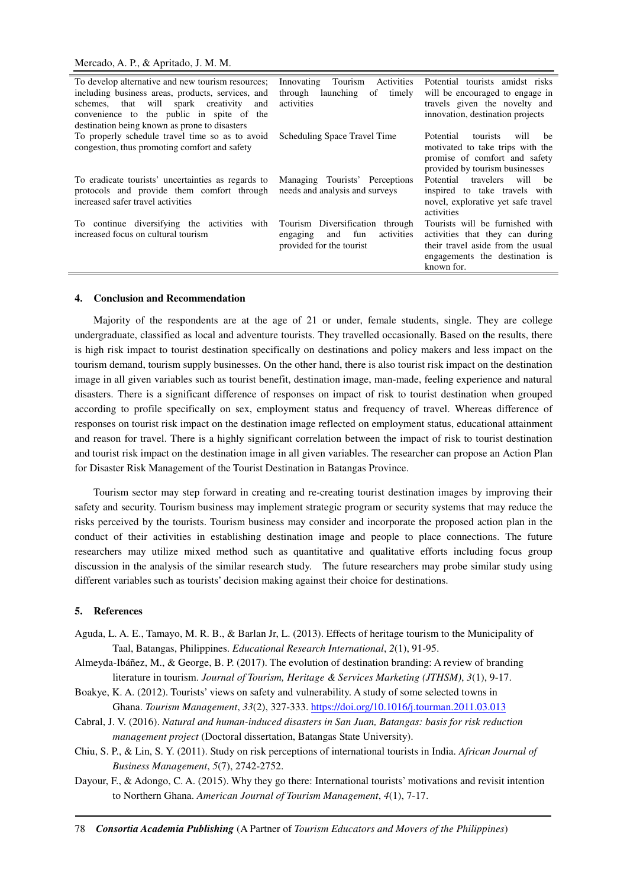| | | |
|---|---|---|
| To develop alternative and new tourism resources; including business areas, products, services, and schemes, that will spark creativity and convenience to the public in spite of the destination being known as prone to disasters | Innovating Tourism Activities through launching of timely activities | Potential tourists amidst risks will be encouraged to engage in travels given the novelty and innovation, destination projects |
| To properly schedule travel time so as to avoid congestion, thus promoting comfort and safety | Scheduling Space Travel Time | Potential tourists will be motivated to take trips with the promise of comfort and safety provided by tourism businesses |
| To eradicate tourists' uncertainties as regards to protocols and provide them comfort through increased safer travel activities | Managing Tourists' Perceptions needs and analysis and surveys | Potential travelers will be inspired to take travels with novel, explorative yet safe travel activities |
| To continue diversifying the activities with increased focus on cultural tourism | Tourism Diversification through engaging and fun activities provided for the tourist | Tourists will be furnished with activities that they can during their travel aside from the usual engagements the destination is known for. |

## 4. Conclusion and Recommendation

Majority of the respondents are at the age of 21 or under, female students, single. They are college undergraduate, classified as local and adventure tourists. They travelled occasionally. Based on the results, there is high risk impact to tourist destination specifically on destinations and policy makers and less impact on the tourism demand, tourism supply businesses. On the other hand, there is also tourist risk impact on the destination image in all given variables such as tourist benefit, destination image, man-made, feeling experience and natural disasters. There is a significant difference of responses on impact of risk to tourist destination when grouped according to profile specifically on sex, employment status and frequency of travel. Whereas difference of responses on tourist risk impact on the destination image reflected on employment status, educational attainment and reason for travel. There is a highly significant correlation between the impact of risk to tourist destination and tourist risk impact on the destination image in all given variables. The researcher can propose an Action Plan for Disaster Risk Management of the Tourist Destination in Batangas Province.

Tourism sector may step forward in creating and re-creating tourist destination images by improving their safety and security. Tourism business may implement strategic program or security systems that may reduce the risks perceived by the tourists. Tourism business may consider and incorporate the proposed action plan in the conduct of their activities in establishing destination image and people to place connections. The future researchers may utilize mixed method such as quantitative and qualitative efforts including focus group discussion in the analysis of the similar research study. The future researchers may probe similar study using different variables such as tourists' decision making against their choice for destinations.

## 5. References

Aguda, L. A. E., Tamayo, M. R. B., & Barlan Jr, L. (2013). Effects of heritage tourism to the Municipality of Taal, Batangas, Philippines. *Educational Research International*, *2*(1), 91-95.

Almeyda-Ibáñez, M., & George, B. P. (2017). The evolution of destination branding: A review of branding literature in tourism. *Journal of Tourism, Heritage & Services Marketing (JTHSM)*, *3*(1), 9-17.

Boakye, K. A. (2012). Tourists' views on safety and vulnerability. A study of some selected towns in Ghana. *Tourism Management*, *33*(2), 327-333. https://doi.org/10.1016/j.tourman.2011.03.013

Cabral, J. V. (2016). *Natural and human-induced disasters in San Juan, Batangas: basis for risk reduction management project* (Doctoral dissertation, Batangas State University).

Chiu, S. P., & Lin, S. Y. (2011). Study on risk perceptions of international tourists in India. *African Journal of Business Management*, *5*(7), 2742-2752.

Dayour, F., & Adongo, C. A. (2015). Why they go there: International tourists' motivations and revisit intention to Northern Ghana. *American Journal of Tourism Management*, *4*(1), 7-17.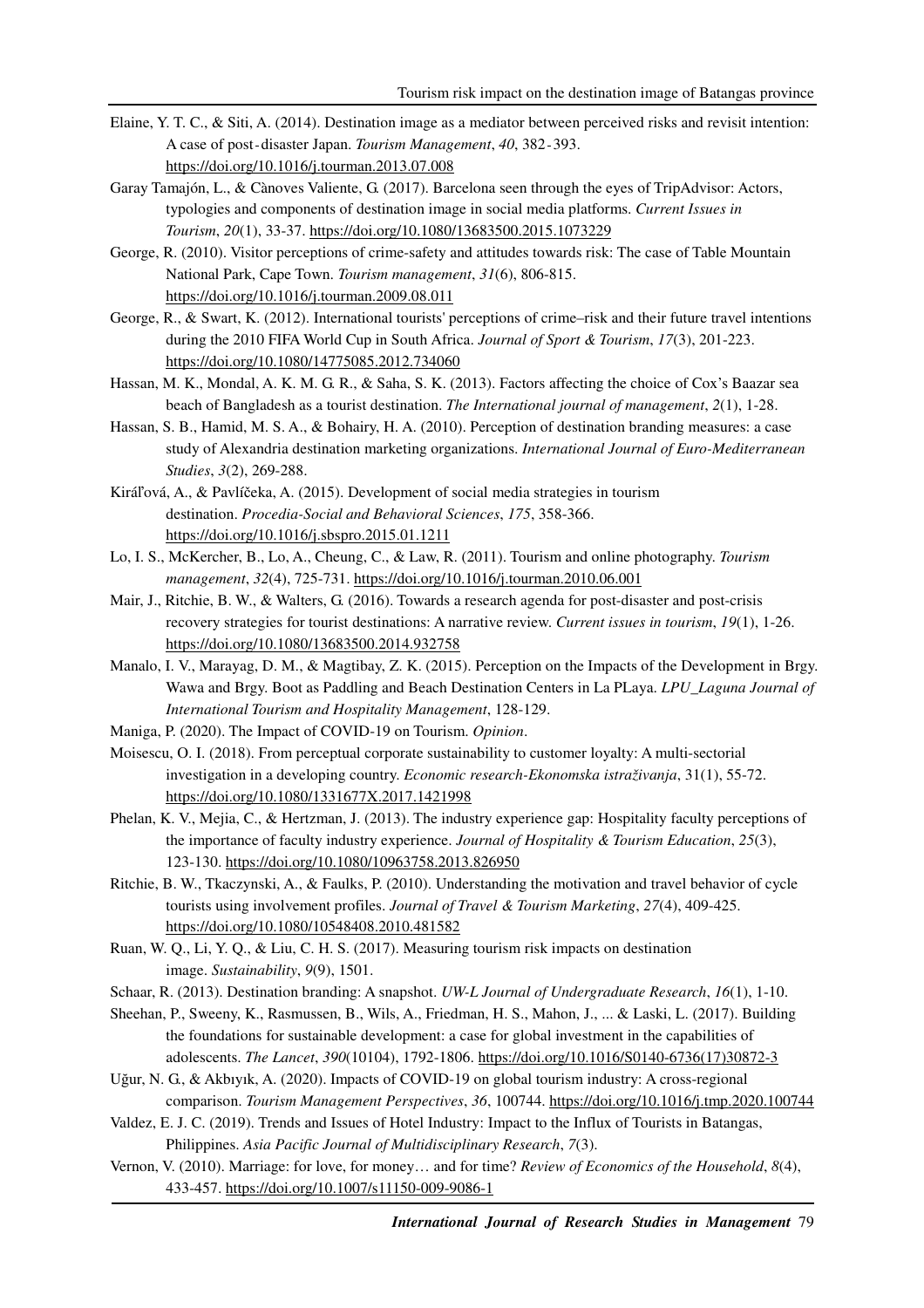Elaine, Y. T. C., & Siti, A. (2014). Destination image as a mediator between perceived risks and revisit intention: A case of post-disaster Japan. *Tourism Management*, *40*, 382-393. https://doi.org/10.1016/j.tourman.2013.07.008

Garay Tamajón, L., & Cànoves Valiente, G. (2017). Barcelona seen through the eyes of TripAdvisor: Actors, typologies and components of destination image in social media platforms. *Current Issues in Tourism*, *20*(1), 33-37. https://doi.org/10.1080/13683500.2015.1073229

George, R. (2010). Visitor perceptions of crime-safety and attitudes towards risk: The case of Table Mountain National Park, Cape Town. *Tourism management*, *31*(6), 806-815. https://doi.org/10.1016/j.tourman.2009.08.011

George, R., & Swart, K. (2012). International tourists' perceptions of crime–risk and their future travel intentions during the 2010 FIFA World Cup in South Africa. *Journal of Sport & Tourism*, *17*(3), 201-223. https://doi.org/10.1080/14775085.2012.734060

Hassan, M. K., Mondal, A. K. M. G. R., & Saha, S. K. (2013). Factors affecting the choice of Cox's Baazar sea beach of Bangladesh as a tourist destination. *The International journal of management*, *2*(1), 1-28.

Hassan, S. B., Hamid, M. S. A., & Bohairy, H. A. (2010). Perception of destination branding measures: a case study of Alexandria destination marketing organizations. *International Journal of Euro-Mediterranean Studies*, *3*(2), 269-288.

Kiráľová, A., & Pavlíčeka, A. (2015). Development of social media strategies in tourism destination. *Procedia-Social and Behavioral Sciences*, *175*, 358-366. https://doi.org/10.1016/j.sbspro.2015.01.1211

Lo, I. S., McKercher, B., Lo, A., Cheung, C., & Law, R. (2011). Tourism and online photography. *Tourism management*, *32*(4), 725-731. https://doi.org/10.1016/j.tourman.2010.06.001

Mair, J., Ritchie, B. W., & Walters, G. (2016). Towards a research agenda for post-disaster and post-crisis recovery strategies for tourist destinations: A narrative review. *Current issues in tourism*, *19*(1), 1-26. https://doi.org/10.1080/13683500.2014.932758

Manalo, I. V., Marayag, D. M., & Magtibay, Z. K. (2015). Perception on the Impacts of the Development in Brgy. Wawa and Brgy. Boot as Paddling and Beach Destination Centers in La PLaya. *LPU_Laguna Journal of International Tourism and Hospitality Management*, 128-129.

Maniga, P. (2020). The Impact of COVID-19 on Tourism. *Opinion*.

Moisescu, O. I. (2018). From perceptual corporate sustainability to customer loyalty: A multi-sectorial investigation in a developing country. *Economic research-Ekonomska istraživanja*, 31(1), 55-72. https://doi.org/10.1080/1331677X.2017.1421998

Phelan, K. V., Mejia, C., & Hertzman, J. (2013). The industry experience gap: Hospitality faculty perceptions of the importance of faculty industry experience. *Journal of Hospitality & Tourism Education*, *25*(3), 123-130. https://doi.org/10.1080/10963758.2013.826950

Ritchie, B. W., Tkaczynski, A., & Faulks, P. (2010). Understanding the motivation and travel behavior of cycle tourists using involvement profiles. *Journal of Travel & Tourism Marketing*, *27*(4), 409-425. https://doi.org/10.1080/10548408.2010.481582

Ruan, W. Q., Li, Y. Q., & Liu, C. H. S. (2017). Measuring tourism risk impacts on destination image. *Sustainability*, *9*(9), 1501.

Schaar, R. (2013). Destination branding: A snapshot. *UW-L Journal of Undergraduate Research*, *16*(1), 1-10.

Sheehan, P., Sweeny, K., Rasmussen, B., Wils, A., Friedman, H. S., Mahon, J., ... & Laski, L. (2017). Building the foundations for sustainable development: a case for global investment in the capabilities of adolescents. *The Lancet*, *390*(10104), 1792-1806. https://doi.org/10.1016/S0140-6736(17)30872-3

Uğur, N. G., & Akbıyık, A. (2020). Impacts of COVID-19 on global tourism industry: A cross-regional comparison. *Tourism Management Perspectives*, *36*, 100744. https://doi.org/10.1016/j.tmp.2020.100744

Valdez, E. J. C. (2019). Trends and Issues of Hotel Industry: Impact to the Influx of Tourists in Batangas, Philippines. *Asia Pacific Journal of Multidisciplinary Research*, *7*(3).

Vernon, V. (2010). Marriage: for love, for money… and for time? *Review of Economics of the Household*, *8*(4), 433-457. https://doi.org/10.1007/s11150-009-9086-1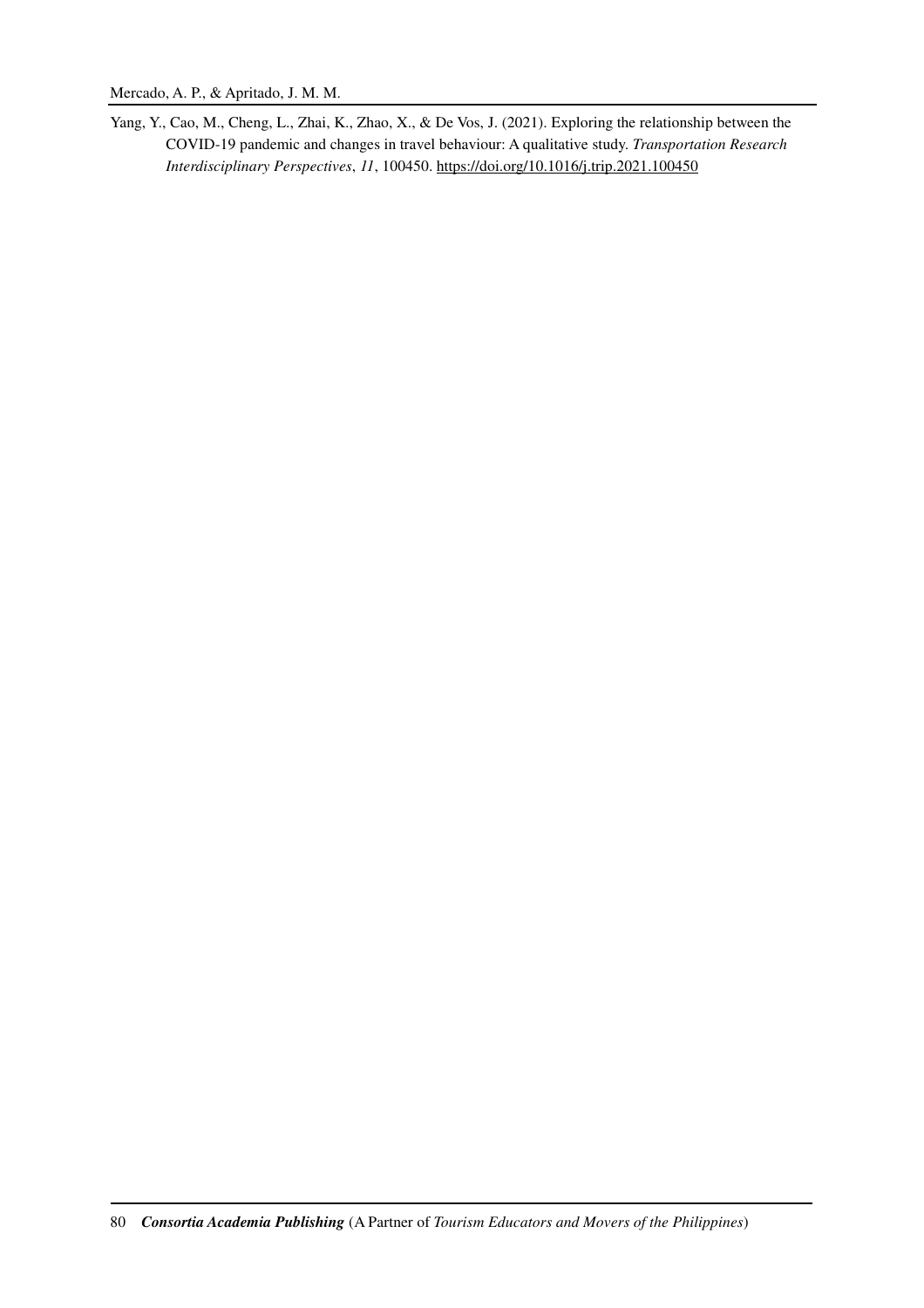Yang, Y., Cao, M., Cheng, L., Zhai, K., Zhao, X., & De Vos, J. (2021). Exploring the relationship between the COVID-19 pandemic and changes in travel behaviour: A qualitative study. *Transportation Research Interdisciplinary Perspectives*, *11*, 100450. https://doi.org/10.1016/j.trip.2021.100450